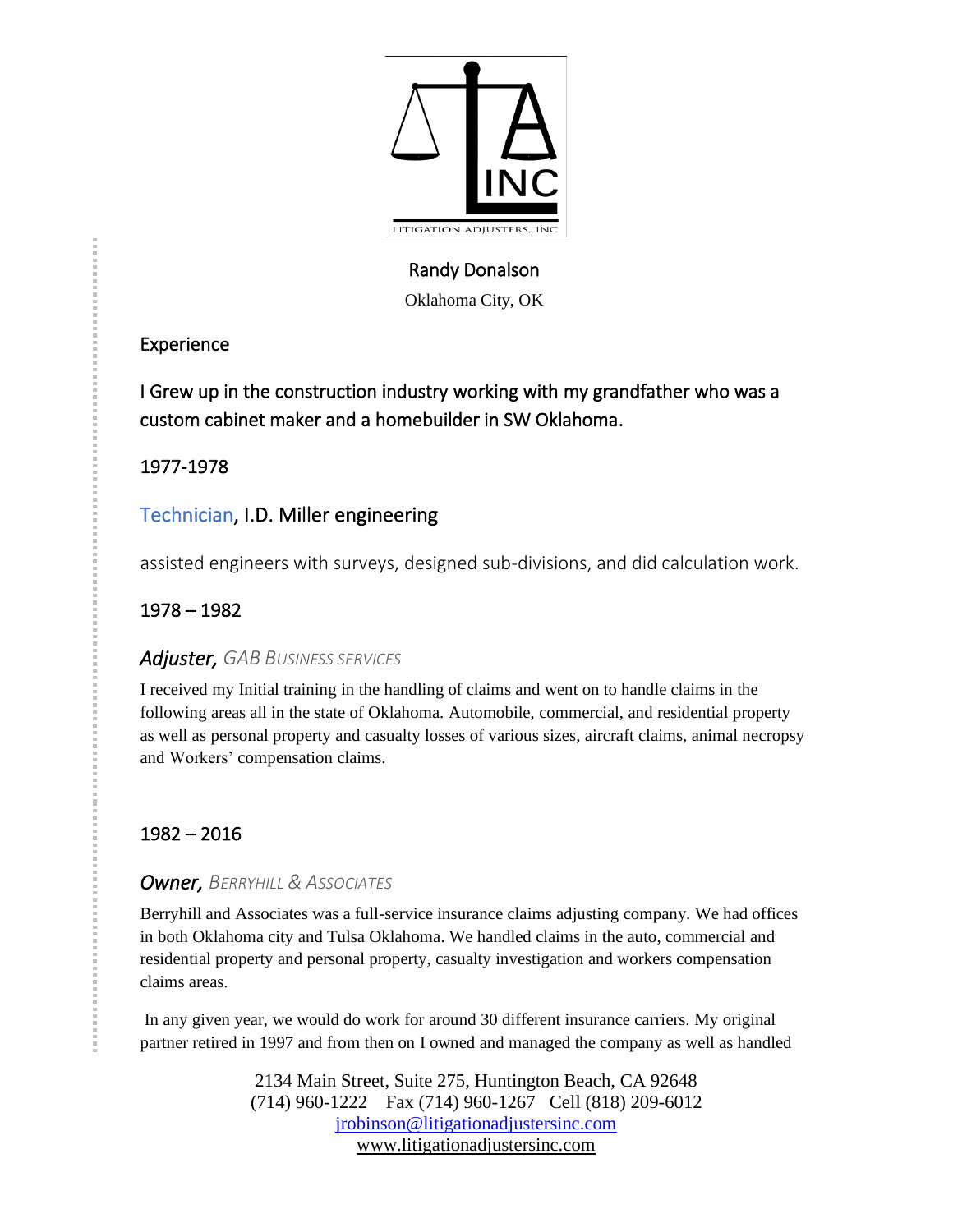LITIGATION ADJUSTERS, INC

Randy Donalson

Oklahoma City, OK

## Experience

I Grew up in the construction industry working with my grandfather who was a custom cabinet maker and a homebuilder in SW Oklahoma.

### 1977-1978

### Technician, I.D. Miller engineering

assisted engineers with surveys, designed sub-divisions, and did calculation work.

### 1978 – 1982

### *Adjuster,* *GAB Business services*

I received my Initial training in the handling of claims and went on to handle claims in the following areas all in the state of Oklahoma. Automobile, commercial, and residential property as well as personal property and casualty losses of various sizes, aircraft claims, animal necropsy and Workers' compensation claims.

### 1982 – 2016

### *Owner,* *Berryhill & Associates*

Berryhill and Associates was a full-service insurance claims adjusting company. We had offices in both Oklahoma city and Tulsa Oklahoma. We handled claims in the auto, commercial and residential property and personal property, casualty investigation and workers compensation claims areas.

In any given year, we would do work for around 30 different insurance carriers. My original partner retired in 1997 and from then on I owned and managed the company as well as handled

2134 Main Street, Suite 275, Huntington Beach, CA 92648
(714) 960-1222 Fax (714) 960-1267 Cell (818) 209-6012
jrobinson@litigationadjustersinc.com
www.litigationadjustersinc.com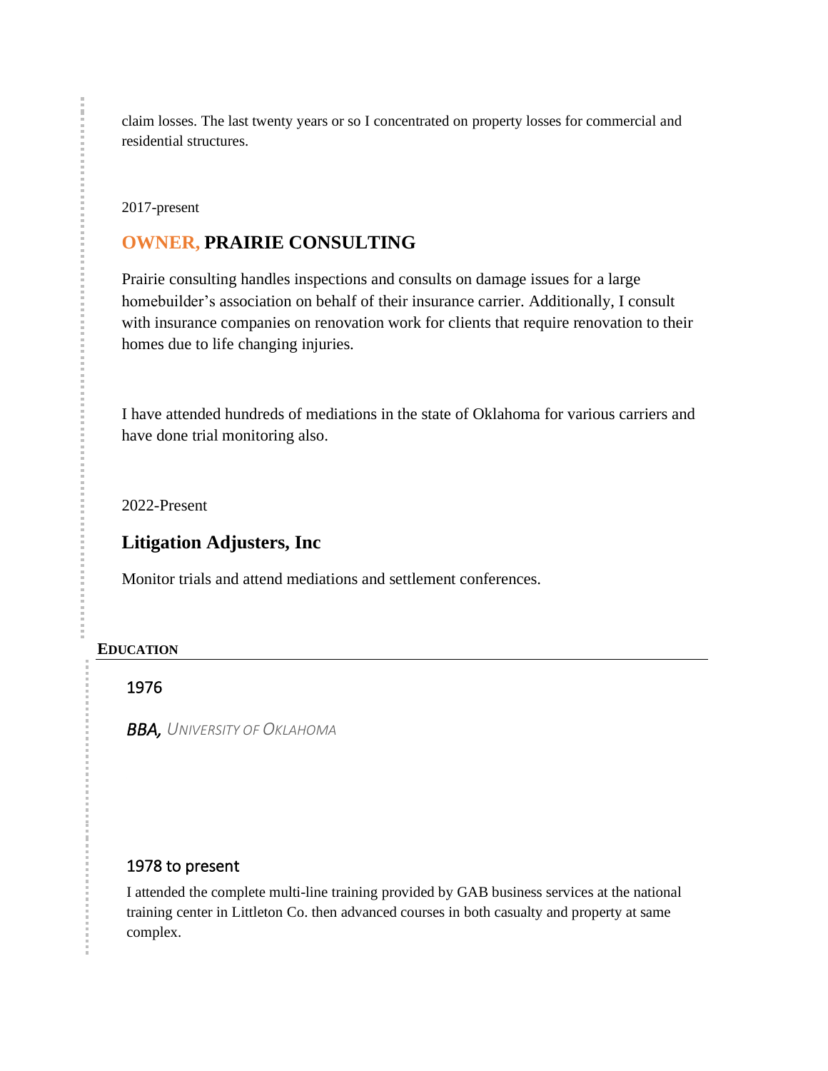claim losses. The last twenty years or so I concentrated on property losses for commercial and residential structures.

2017-present

### OWNER, PRAIRIE CONSULTING

Prairie consulting handles inspections and consults on damage issues for a large homebuilder's association on behalf of their insurance carrier. Additionally, I consult with insurance companies on renovation work for clients that require renovation to their homes due to life changing injuries.

I have attended hundreds of mediations in the state of Oklahoma for various carriers and have done trial monitoring also.

2022-Present

### Litigation Adjusters, Inc

Monitor trials and attend mediations and settlement conferences.

## EDUCATION

1976

*BBA, UNIVERSITY OF OKLAHOMA*

1978 to present

I attended the complete multi-line training provided by GAB business services at the national training center in Littleton Co. then advanced courses in both casualty and property at same complex.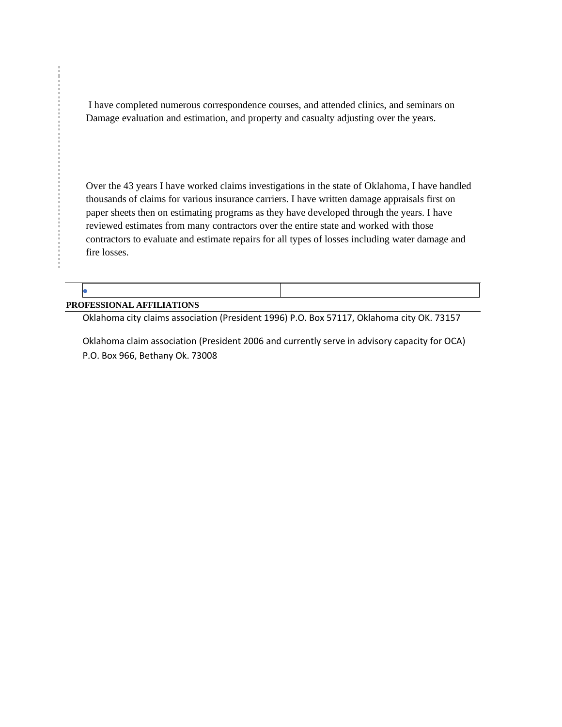I have completed numerous correspondence courses, and attended clinics, and seminars on Damage evaluation and estimation, and property and casualty adjusting over the years.

Over the 43 years I have worked claims investigations in the state of Oklahoma, I have handled thousands of claims for various insurance carriers. I have written damage appraisals first on paper sheets then on estimating programs as they have developed through the years. I have reviewed estimates from many contractors over the entire state and worked with those contractors to evaluate and estimate repairs for all types of losses including water damage and fire losses.

**PROFESSIONAL AFFILIATIONS**

Oklahoma city claims association (President 1996) P.O. Box 57117, Oklahoma city OK. 73157

Oklahoma claim association (President 2006 and currently serve in advisory capacity for OCA) P.O. Box 966, Bethany Ok. 73008